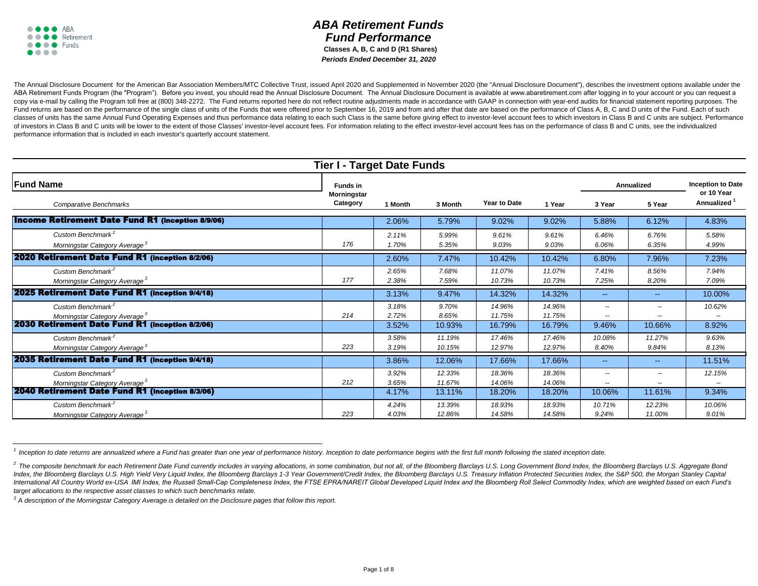# ABA Retirement Funds
# Fund Performance

**Classes A, B, C and D (R1 Shares)**

***Periods Ended December 31, 2020***

The Annual Disclosure Document for the American Bar Association Members/MTC Collective Trust, issued April 2020 and Supplemented in November 2020 (the "Annual Disclosure Document"), describes the investment options available under the ABA Retirement Funds Program (the "Program"). Before you invest, you should read the Annual Disclosure Document. The Annual Disclosure Document is available at www.abaretirement.com after logging in to your account or you can request a copy via e-mail by calling the Program toll free at (800) 348-2272. The Fund returns reported here do not reflect routine adjustments made in accordance with GAAP in connection with year-end audits for financial statement reporting purposes. The Fund returns are based on the performance of the single class of units of the Funds that were offered prior to September 16, 2019 and from and after that date are based on the performance of Class A, B, C and D units of the Fund. Each of such classes of units has the same Annual Fund Operating Expenses and thus performance data relating to each such Class is the same before giving effect to investor-level account fees to which investors in Class B and C units are subject. Performance of investors in Class B and C units will be lower to the extent of those Classes' investor-level account fees. For information relating to the effect investor-level account fees has on the performance of class B and C units, see the individualized performance information that is included in each investor's quarterly account statement.

## Tier I - Target Date Funds

| Fund Name / *Comparative Benchmarks* | Funds in Morningstar Category | 1 Month | 3 Month | Year to Date | 1 Year | Annualized 3 Year | Annualized 5 Year | Inception to Date or 10 Year Annualized [1] |
|---|---|---|---|---|---|---|---|---|
| **Income Retirement Date Fund R1 (Inception 8/9/06)** | | 2.06% | 5.79% | 9.02% | 9.02% | 5.88% | 6.12% | 4.83% |
| *Custom Benchmark [2]* | | *2.11%* | *5.99%* | *9.61%* | *9.61%* | *6.46%* | *6.76%* | *5.58%* |
| *Morningstar Category Average [3]* | *176* | *1.70%* | *5.35%* | *9.03%* | *9.03%* | *6.06%* | *6.35%* | *4.99%* |
| **2020 Retirement Date Fund R1 (Inception 8/2/06)** | | 2.60% | 7.47% | 10.42% | 10.42% | 6.80% | 7.96% | 7.23% |
| *Custom Benchmark [2]* | | *2.65%* | *7.68%* | *11.07%* | *11.07%* | *7.41%* | *8.56%* | *7.94%* |
| *Morningstar Category Average [3]* | *177* | *2.38%* | *7.59%* | *10.73%* | *10.73%* | *7.25%* | *8.20%* | *7.09%* |
| **2025 Retirement Date Fund R1 (Inception 9/4/18)** | | 3.13% | 9.47% | 14.32% | 14.32% | -- | -- | 10.00% |
| *Custom Benchmark [2]* | | *3.18%* | *9.70%* | *14.96%* | *14.96%* | *--* | *--* | *10.62%* |
| *Morningstar Category Average [3]* | *214* | *2.72%* | *8.65%* | *11.75%* | *11.75%* | *--* | *--* | *--* |
| **2030 Retirement Date Fund R1 (Inception 8/2/06)** | | 3.52% | 10.93% | 16.79% | 16.79% | 9.46% | 10.66% | 8.92% |
| *Custom Benchmark [2]* | | *3.58%* | *11.19%* | *17.46%* | *17.46%* | *10.08%* | *11.27%* | *9.63%* |
| *Morningstar Category Average [3]* | *223* | *3.19%* | *10.15%* | *12.97%* | *12.97%* | *8.40%* | *9.84%* | *8.13%* |
| **2035 Retirement Date Fund R1 (Inception 9/4/18)** | | 3.86% | 12.06% | 17.66% | 17.66% | -- | -- | 11.51% |
| *Custom Benchmark [2]* | | *3.92%* | *12.33%* | *18.36%* | *18.36%* | *--* | *--* | *12.15%* |
| *Morningstar Category Average [3]* | *212* | *3.65%* | *11.67%* | *14.06%* | *14.06%* | *--* | *--* | *--* |
| **2040 Retirement Date Fund R1 (Inception 8/3/06)** | | 4.17% | 13.11% | 18.20% | 18.20% | 10.06% | 11.61% | 9.34% |
| *Custom Benchmark [2]* | | *4.24%* | *13.39%* | *18.93%* | *18.93%* | *10.71%* | *12.23%* | *10.06%* |
| *Morningstar Category Average [3]* | *223* | *4.03%* | *12.86%* | *14.58%* | *14.58%* | *9.24%* | *11.00%* | *9.01%* |

*[1] Inception to date returns are annualized where a Fund has greater than one year of performance history. Inception to date performance begins with the first full month following the stated inception date.*

*[2] The composite benchmark for each Retirement Date Fund currently includes in varying allocations, in some combination, but not all, of the Bloomberg Barclays U.S. Long Government Bond Index, the Bloomberg Barclays U.S. Aggregate Bond Index, the Bloomberg Barclays U.S. High Yield Very Liquid Index, the Bloomberg Barclays 1-3 Year Government/Credit Index, the Bloomberg Barclays U.S. Treasury Inflation Protected Securities Index, the S&P 500, the Morgan Stanley Capital International All Country World ex-USA IMI Index, the Russell Small-Cap Completeness Index, the FTSE EPRA/NAREIT Global Developed Liquid Index and the Bloomberg Roll Select Commodity Index, which are weighted based on each Fund's target allocations to the respective asset classes to which such benchmarks relate.*

*[3] A description of the Morningstar Category Average is detailed on the Disclosure pages that follow this report.*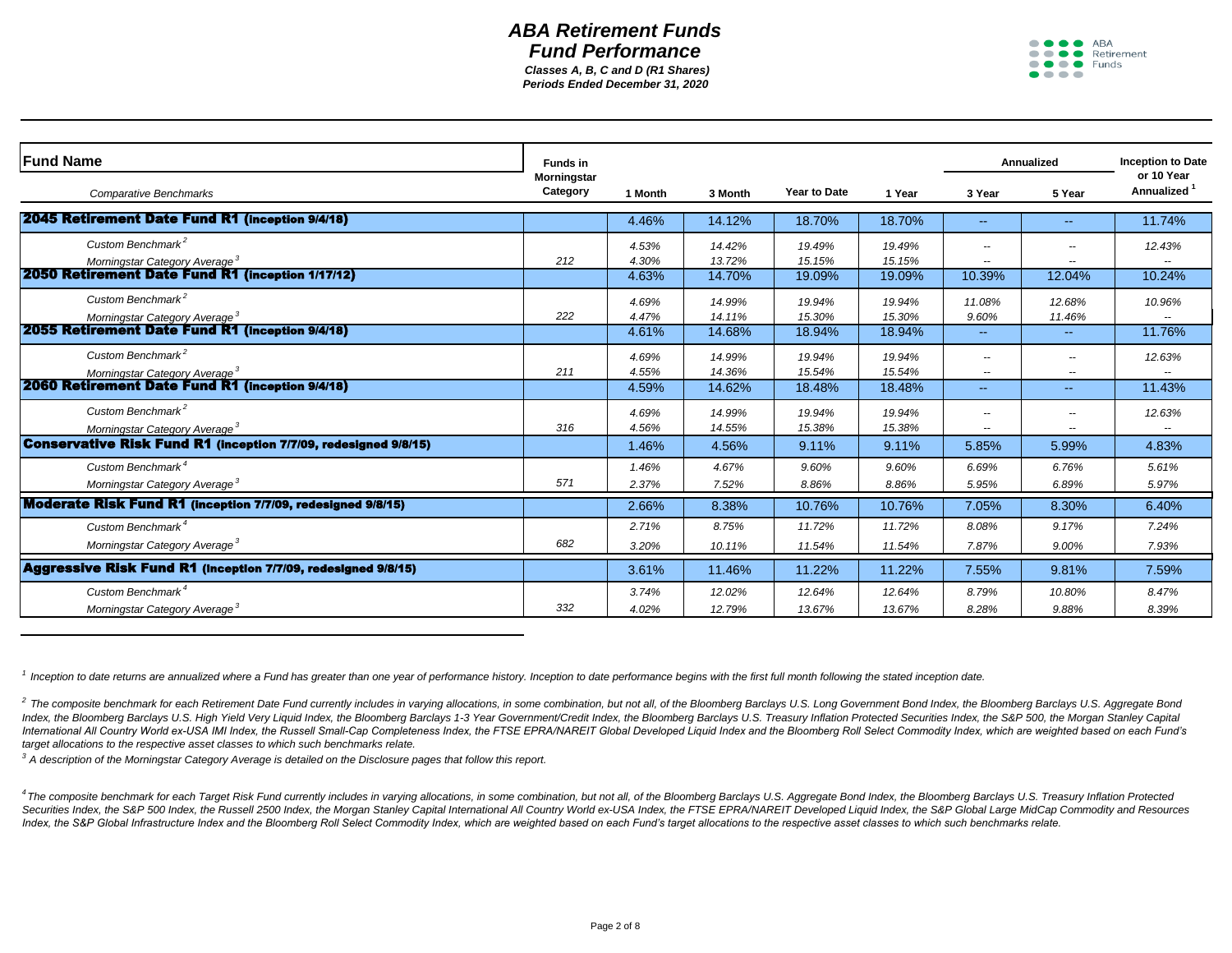# ABA Retirement Funds
## Fund Performance

**Classes A, B, C and D (R1 Shares)**
**Periods Ended December 31, 2020**

| Fund Name / *Comparative Benchmarks* | Funds in Morningstar Category | 1 Month | 3 Month | Year to Date | 1 Year | Annualized 3 Year | Annualized 5 Year | Inception to Date or 10 Year Annualized [1] |
|---|---|---|---|---|---|---|---|---|
| **2045 Retirement Date Fund R1 (inception 9/4/18)** | | 4.46% | 14.12% | 18.70% | 18.70% | -- | -- | 11.74% |
| *Custom Benchmark [2]* | | *4.53%* | *14.42%* | *19.49%* | *19.49%* | -- | -- | *12.43%* |
| *Morningstar Category Average [3]* | *212* | *4.30%* | *13.72%* | *15.15%* | *15.15%* | -- | -- | -- |
| **2050 Retirement Date Fund R1 (inception 1/17/12)** | | 4.63% | 14.70% | 19.09% | 19.09% | 10.39% | 12.04% | 10.24% |
| *Custom Benchmark [2]* | | *4.69%* | *14.99%* | *19.94%* | *19.94%* | *11.08%* | *12.68%* | *10.96%* |
| *Morningstar Category Average [3]* | *222* | *4.47%* | *14.11%* | *15.30%* | *15.30%* | *9.60%* | *11.46%* | -- |
| **2055 Retirement Date Fund R1 (inception 9/4/18)** | | 4.61% | 14.68% | 18.94% | 18.94% | -- | -- | 11.76% |
| *Custom Benchmark [2]* | | *4.69%* | *14.99%* | *19.94%* | *19.94%* | -- | -- | *12.63%* |
| *Morningstar Category Average [3]* | *211* | *4.55%* | *14.36%* | *15.54%* | *15.54%* | -- | -- | -- |
| **2060 Retirement Date Fund R1 (inception 9/4/18)** | | 4.59% | 14.62% | 18.48% | 18.48% | -- | -- | 11.43% |
| *Custom Benchmark [2]* | | *4.69%* | *14.99%* | *19.94%* | *19.94%* | -- | -- | *12.63%* |
| *Morningstar Category Average [3]* | *316* | *4.56%* | *14.55%* | *15.38%* | *15.38%* | -- | -- | -- |
| **Conservative Risk Fund R1 (inception 7/7/09, redesigned 9/8/15)** | | 1.46% | 4.56% | 9.11% | 9.11% | 5.85% | 5.99% | 4.83% |
| *Custom Benchmark [4]* | | *1.46%* | *4.67%* | *9.60%* | *9.60%* | *6.69%* | *6.76%* | *5.61%* |
| *Morningstar Category Average [3]* | *571* | *2.37%* | *7.52%* | *8.86%* | *8.86%* | *5.95%* | *6.89%* | *5.97%* |
| **Moderate Risk Fund R1 (inception 7/7/09, redesigned 9/8/15)** | | 2.66% | 8.38% | 10.76% | 10.76% | 7.05% | 8.30% | 6.40% |
| *Custom Benchmark [4]* | | *2.71%* | *8.75%* | *11.72%* | *11.72%* | *8.08%* | *9.17%* | *7.24%* |
| *Morningstar Category Average [3]* | *682* | *3.20%* | *10.11%* | *11.54%* | *11.54%* | *7.87%* | *9.00%* | *7.93%* |
| **Aggressive Risk Fund R1 (inception 7/7/09, redesigned 9/8/15)** | | 3.61% | 11.46% | 11.22% | 11.22% | 7.55% | 9.81% | 7.59% |
| *Custom Benchmark [4]* | | *3.74%* | *12.02%* | *12.64%* | *12.64%* | *8.79%* | *10.80%* | *8.47%* |
| *Morningstar Category Average [3]* | *332* | *4.02%* | *12.79%* | *13.67%* | *13.67%* | *8.28%* | *9.88%* | *8.39%* |

*[1] Inception to date returns are annualized where a Fund has greater than one year of performance history. Inception to date performance begins with the first full month following the stated inception date.*

*[2] The composite benchmark for each Retirement Date Fund currently includes in varying allocations, in some combination, but not all, of the Bloomberg Barclays U.S. Long Government Bond Index, the Bloomberg Barclays U.S. Aggregate Bond Index, the Bloomberg Barclays U.S. High Yield Very Liquid Index, the Bloomberg Barclays 1-3 Year Government/Credit Index, the Bloomberg Barclays U.S. Treasury Inflation Protected Securities Index, the S&P 500, the Morgan Stanley Capital International All Country World ex-USA IMI Index, the Russell Small-Cap Completeness Index, the FTSE EPRA/NAREIT Global Developed Liquid Index and the Bloomberg Roll Select Commodity Index, which are weighted based on each Fund's target allocations to the respective asset classes to which such benchmarks relate.*

*[3] A description of the Morningstar Category Average is detailed on the Disclosure pages that follow this report.*

*[4] The composite benchmark for each Target Risk Fund currently includes in varying allocations, in some combination, but not all, of the Bloomberg Barclays U.S. Aggregate Bond Index, the Bloomberg Barclays U.S. Treasury Inflation Protected Securities Index, the S&P 500 Index, the Russell 2500 Index, the Morgan Stanley Capital International All Country World ex-USA Index, the FTSE EPRA/NAREIT Developed Liquid Index, the S&P Global Large MidCap Commodity and Resources Index, the S&P Global Infrastructure Index and the Bloomberg Roll Select Commodity Index, which are weighted based on each Fund's target allocations to the respective asset classes to which such benchmarks relate.*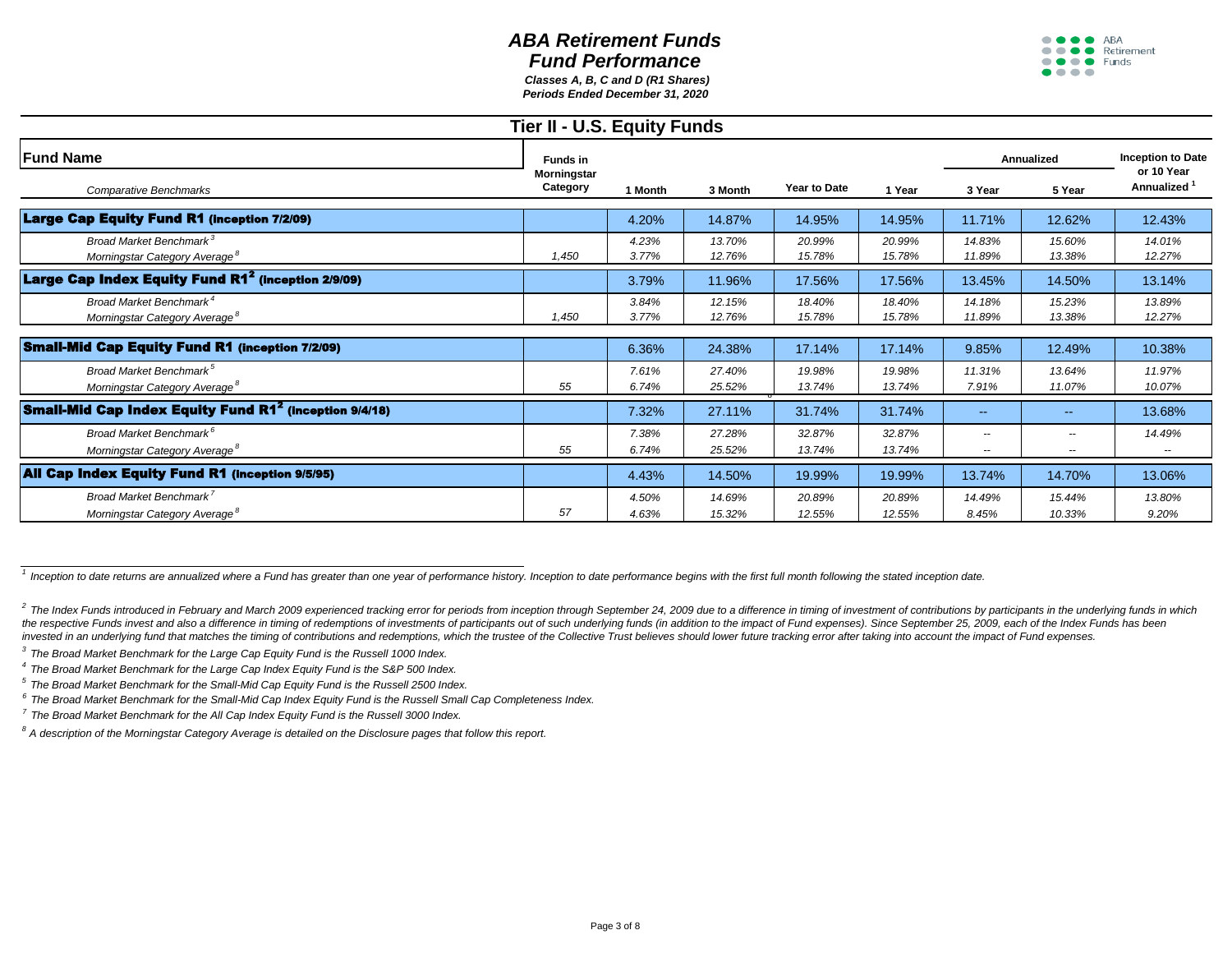# ABA Retirement Funds

## Fund Performance

*Classes A, B, C and D (R1 Shares)*
*Periods Ended December 31, 2020*

## Tier II - U.S. Equity Funds

| Fund Name / *Comparative Benchmarks* | Funds in Morningstar Category | 1 Month | 3 Month | Year to Date | 1 Year | Annualized 3 Year | Annualized 5 Year | Inception to Date or 10 Year Annualized [1] |
|---|---|---|---|---|---|---|---|---|
| **Large Cap Equity Fund R1 (inception 7/2/09)** | | 4.20% | 14.87% | 14.95% | 14.95% | 11.71% | 12.62% | 12.43% |
| *Broad Market Benchmark* [3] | | *4.23%* | *13.70%* | *20.99%* | *20.99%* | *14.83%* | *15.60%* | *14.01%* |
| *Morningstar Category Average* [8] | *1,450* | *3.77%* | *12.76%* | *15.78%* | *15.78%* | *11.89%* | *13.38%* | *12.27%* |
| **Large Cap Index Equity Fund R1[2] (inception 2/9/09)** | | 3.79% | 11.96% | 17.56% | 17.56% | 13.45% | 14.50% | 13.14% |
| *Broad Market Benchmark* [4] | | *3.84%* | *12.15%* | *18.40%* | *18.40%* | *14.18%* | *15.23%* | *13.89%* |
| *Morningstar Category Average* [8] | *1,450* | *3.77%* | *12.76%* | *15.78%* | *15.78%* | *11.89%* | *13.38%* | *12.27%* |
| **Small-Mid Cap Equity Fund R1 (inception 7/2/09)** | | 6.36% | 24.38% | 17.14% | 17.14% | 9.85% | 12.49% | 10.38% |
| *Broad Market Benchmark* [5] | | *7.61%* | *27.40%* | *19.98%* | *19.98%* | *11.31%* | *13.64%* | *11.97%* |
| *Morningstar Category Average* [8] | *55* | *6.74%* | *25.52%* | *13.74%* | *13.74%* | *7.91%* | *11.07%* | *10.07%* |
| **Small-Mid Cap Index Equity Fund R1[2] (inception 9/4/18)** | | 7.32% | 27.11% | 31.74% | 31.74% | -- | -- | 13.68% |
| *Broad Market Benchmark* [6] | | *7.38%* | *27.28%* | *32.87%* | *32.87%* | *--* | *--* | *14.49%* |
| *Morningstar Category Average* [8] | *55* | *6.74%* | *25.52%* | *13.74%* | *13.74%* | *--* | *--* | *--* |
| **All Cap Index Equity Fund R1 (inception 9/5/95)** | | 4.43% | 14.50% | 19.99% | 19.99% | 13.74% | 14.70% | 13.06% |
| *Broad Market Benchmark* [7] | | *4.50%* | *14.69%* | *20.89%* | *20.89%* | *14.49%* | *15.44%* | *13.80%* |
| *Morningstar Category Average* [8] | *57* | *4.63%* | *15.32%* | *12.55%* | *12.55%* | *8.45%* | *10.33%* | *9.20%* |

---

[1] *Inception to date returns are annualized where a Fund has greater than one year of performance history. Inception to date performance begins with the first full month following the stated inception date.*

[2] *The Index Funds introduced in February and March 2009 experienced tracking error for periods from inception through September 24, 2009 due to a difference in timing of investment of contributions by participants in the underlying funds in which the respective Funds invest and also a difference in timing of redemptions of investments of participants out of such underlying funds (in addition to the impact of Fund expenses). Since September 25, 2009, each of the Index Funds has been invested in an underlying fund that matches the timing of contributions and redemptions, which the trustee of the Collective Trust believes should lower future tracking error after taking into account the impact of Fund expenses.*

[3] *The Broad Market Benchmark for the Large Cap Equity Fund is the Russell 1000 Index.*

[4] *The Broad Market Benchmark for the Large Cap Index Equity Fund is the S&P 500 Index.*

[5] *The Broad Market Benchmark for the Small-Mid Cap Equity Fund is the Russell 2500 Index.*

[6] *The Broad Market Benchmark for the Small-Mid Cap Index Equity Fund is the Russell Small Cap Completeness Index.*

[7] *The Broad Market Benchmark for the All Cap Index Equity Fund is the Russell 3000 Index.*

[8] *A description of the Morningstar Category Average is detailed on the Disclosure pages that follow this report.*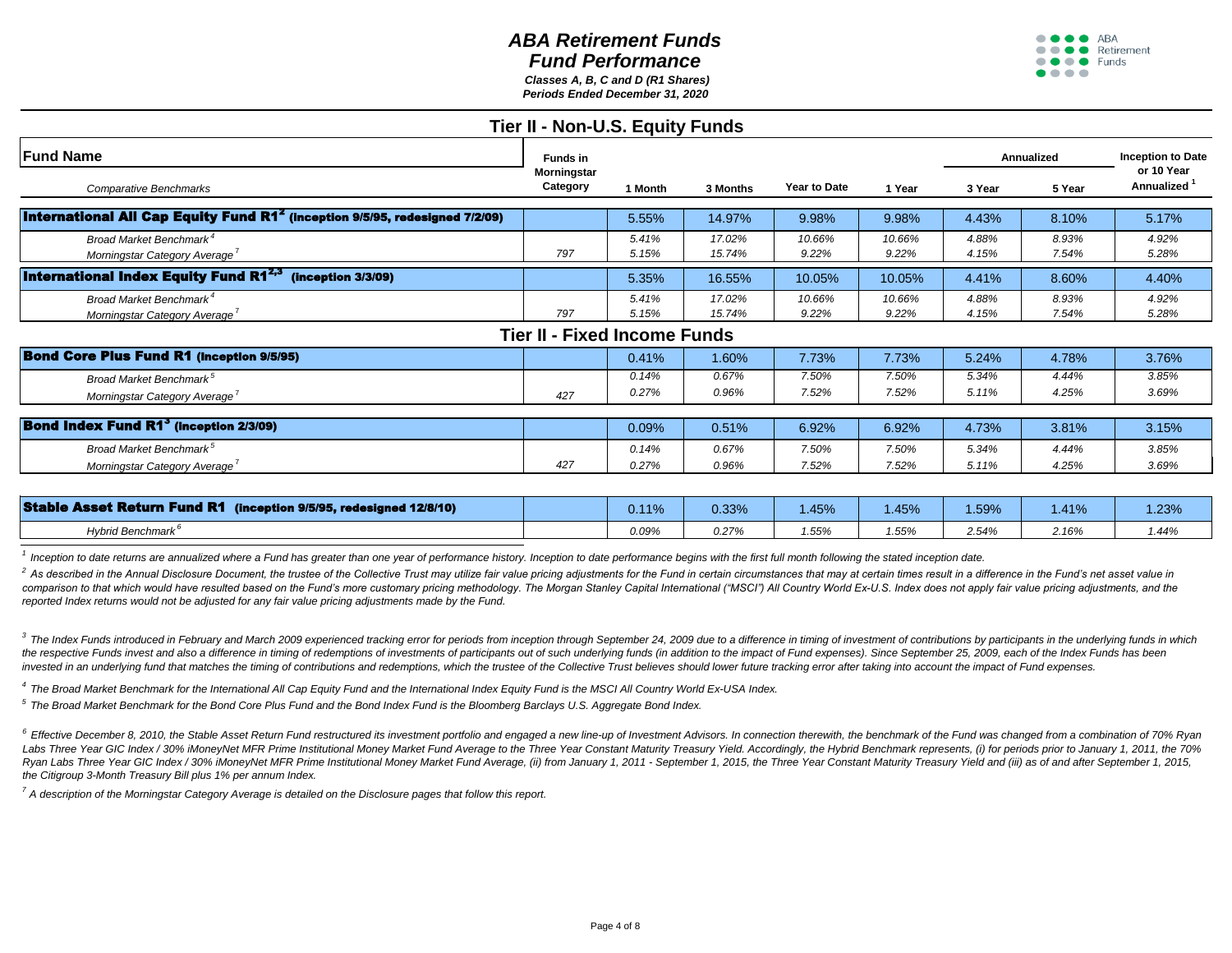# ABA Retirement Funds
## Fund Performance

*Classes A, B, C and D (R1 Shares)*
*Periods Ended December 31, 2020*

## Tier II - Non-U.S. Equity Funds

| Fund Name / *Comparative Benchmarks* | Funds in Morningstar Category | 1 Month | 3 Months | Year to Date | 1 Year | Annualized 3 Year | Annualized 5 Year | Inception to Date or 10 Year Annualized [1] |
|---|---|---|---|---|---|---|---|---|
| **International All Cap Equity Fund R1[2] (inception 9/5/95, redesigned 7/2/09)** | | 5.55% | 14.97% | 9.98% | 9.98% | 4.43% | 8.10% | 5.17% |
| *Broad Market Benchmark[4]* | | *5.41%* | *17.02%* | *10.66%* | *10.66%* | *4.88%* | *8.93%* | *4.92%* |
| *Morningstar Category Average[7]* | 797 | *5.15%* | *15.74%* | *9.22%* | *9.22%* | *4.15%* | *7.54%* | *5.28%* |
| **International Index Equity Fund R1[2,3] (inception 3/3/09)** | | 5.35% | 16.55% | 10.05% | 10.05% | 4.41% | 8.60% | 4.40% |
| *Broad Market Benchmark[4]* | | *5.41%* | *17.02%* | *10.66%* | *10.66%* | *4.88%* | *8.93%* | *4.92%* |
| *Morningstar Category Average[7]* | 797 | *5.15%* | *15.74%* | *9.22%* | *9.22%* | *4.15%* | *7.54%* | *5.28%* |

## Tier II - Fixed Income Funds

| Fund Name / *Comparative Benchmarks* | Funds in Morningstar Category | 1 Month | 3 Months | Year to Date | 1 Year | Annualized 3 Year | Annualized 5 Year | Inception to Date or 10 Year Annualized [1] |
|---|---|---|---|---|---|---|---|---|
| **Bond Core Plus Fund R1 (inception 9/5/95)** | | 0.41% | 1.60% | 7.73% | 7.73% | 5.24% | 4.78% | 3.76% |
| *Broad Market Benchmark[5]* | | *0.14%* | *0.67%* | *7.50%* | *7.50%* | *5.34%* | *4.44%* | *3.85%* |
| *Morningstar Category Average[7]* | 427 | *0.27%* | *0.96%* | *7.52%* | *7.52%* | *5.11%* | *4.25%* | *3.69%* |
| **Bond Index Fund R1[3] (inception 2/3/09)** | | 0.09% | 0.51% | 6.92% | 6.92% | 4.73% | 3.81% | 3.15% |
| *Broad Market Benchmark[5]* | | *0.14%* | *0.67%* | *7.50%* | *7.50%* | *5.34%* | *4.44%* | *3.85%* |
| *Morningstar Category Average[7]* | 427 | *0.27%* | *0.96%* | *7.52%* | *7.52%* | *5.11%* | *4.25%* | *3.69%* |
| **Stable Asset Return Fund R1 (inception 9/5/95, redesigned 12/8/10)** | | 0.11% | 0.33% | 1.45% | 1.45% | 1.59% | 1.41% | 1.23% |
| *Hybrid Benchmark[6]* | | *0.09%* | *0.27%* | *1.55%* | *1.55%* | *2.54%* | *2.16%* | *1.44%* |

*[1] Inception to date returns are annualized where a Fund has greater than one year of performance history. Inception to date performance begins with the first full month following the stated inception date.*

*[2] As described in the Annual Disclosure Document, the trustee of the Collective Trust may utilize fair value pricing adjustments for the Fund in certain circumstances that may at certain times result in a difference in the Fund's net asset value in comparison to that which would have resulted based on the Fund's more customary pricing methodology. The Morgan Stanley Capital International ("MSCI") All Country World Ex-U.S. Index does not apply fair value pricing adjustments, and the reported Index returns would not be adjusted for any fair value pricing adjustments made by the Fund.*

*[3] The Index Funds introduced in February and March 2009 experienced tracking error for periods from inception through September 24, 2009 due to a difference in timing of investment of contributions by participants in the underlying funds in which the respective Funds invest and also a difference in timing of redemptions of investments of participants out of such underlying funds (in addition to the impact of Fund expenses). Since September 25, 2009, each of the Index Funds has been invested in an underlying fund that matches the timing of contributions and redemptions, which the trustee of the Collective Trust believes should lower future tracking error after taking into account the impact of Fund expenses.*

*[4] The Broad Market Benchmark for the International All Cap Equity Fund and the International Index Equity Fund is the MSCI All Country World Ex-USA Index.*

*[5] The Broad Market Benchmark for the Bond Core Plus Fund and the Bond Index Fund is the Bloomberg Barclays U.S. Aggregate Bond Index.*

*[6] Effective December 8, 2010, the Stable Asset Return Fund restructured its investment portfolio and engaged a new line-up of Investment Advisors. In connection therewith, the benchmark of the Fund was changed from a combination of 70% Ryan Labs Three Year GIC Index / 30% iMoneyNet MFR Prime Institutional Money Market Fund Average to the Three Year Constant Maturity Treasury Yield. Accordingly, the Hybrid Benchmark represents, (i) for periods prior to January 1, 2011, the 70% Ryan Labs Three Year GIC Index / 30% iMoneyNet MFR Prime Institutional Money Market Fund Average, (ii) from January 1, 2011 - September 1, 2015, the Three Year Constant Maturity Treasury Yield and (iii) as of and after September 1, 2015, the Citigroup 3-Month Treasury Bill plus 1% per annum Index.*

*[7] A description of the Morningstar Category Average is detailed on the Disclosure pages that follow this report.*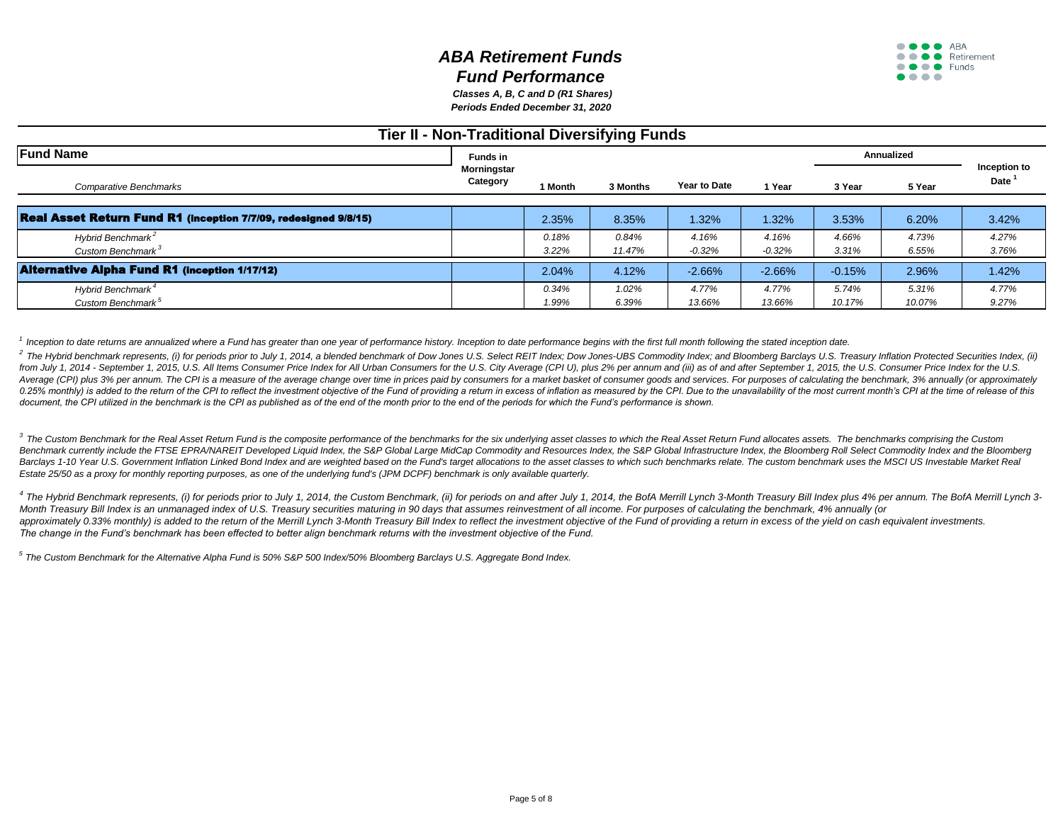# ABA Retirement Funds

# Fund Performance

***Classes A, B, C and D (R1 Shares)***

***Periods Ended December 31, 2020***

## Tier II - Non-Traditional Diversifying Funds

| Fund Name | Funds in Morningstar Category | 1 Month | 3 Months | Year to Date | 1 Year | Annualized | | Inception to Date [1] |
|---|---|---|---|---|---|---|---|---|
| *Comparative Benchmarks* | | | | | | 3 Year | 5 Year | |
| **Real Asset Return Fund R1 (inception 7/7/09, redesigned 9/8/15)** | | 2.35% | 8.35% | 1.32% | 1.32% | 3.53% | 6.20% | 3.42% |
| *Hybrid Benchmark [2]* | | *0.18%* | *0.84%* | *4.16%* | *4.16%* | *4.66%* | *4.73%* | *4.27%* |
| *Custom Benchmark [3]* | | *3.22%* | *11.47%* | *-0.32%* | *-0.32%* | *3.31%* | *6.55%* | *3.76%* |
| **Alternative Alpha Fund R1 (inception 1/17/12)** | | 2.04% | 4.12% | -2.66% | -2.66% | -0.15% | 2.96% | 1.42% |
| *Hybrid Benchmark [4]* | | *0.34%* | *1.02%* | *4.77%* | *4.77%* | *5.74%* | *5.31%* | *4.77%* |
| *Custom Benchmark [5]* | | *1.99%* | *6.39%* | *13.66%* | *13.66%* | *10.17%* | *10.07%* | *9.27%* |

*[1] Inception to date returns are annualized where a Fund has greater than one year of performance history. Inception to date performance begins with the first full month following the stated inception date.*

*[2] The Hybrid benchmark represents, (i) for periods prior to July 1, 2014, a blended benchmark of Dow Jones U.S. Select REIT Index; Dow Jones-UBS Commodity Index; and Bloomberg Barclays U.S. Treasury Inflation Protected Securities Index, (ii) from July 1, 2014 - September 1, 2015, U.S. All Items Consumer Price Index for All Urban Consumers for the U.S. City Average (CPI U), plus 2% per annum and (iii) as of and after September 1, 2015, the U.S. Consumer Price Index for the U.S. Average (CPI) plus 3% per annum. The CPI is a measure of the average change over time in prices paid by consumers for a market basket of consumer goods and services. For purposes of calculating the benchmark, 3% annually (or approximately 0.25% monthly) is added to the return of the CPI to reflect the investment objective of the Fund of providing a return in excess of inflation as measured by the CPI. Due to the unavailability of the most current month's CPI at the time of release of this document, the CPI utilized in the benchmark is the CPI as published as of the end of the month prior to the end of the periods for which the Fund's performance is shown.*

*[3] The Custom Benchmark for the Real Asset Return Fund is the composite performance of the benchmarks for the six underlying asset classes to which the Real Asset Return Fund allocates assets. The benchmarks comprising the Custom Benchmark currently include the FTSE EPRA/NAREIT Developed Liquid Index, the S&P Global Large MidCap Commodity and Resources Index, the S&P Global Infrastructure Index, the Bloomberg Roll Select Commodity Index and the Bloomberg Barclays 1-10 Year U.S. Government Inflation Linked Bond Index and are weighted based on the Fund's target allocations to the asset classes to which such benchmarks relate. The custom benchmark uses the MSCI US Investable Market Real Estate 25/50 as a proxy for monthly reporting purposes, as one of the underlying fund's (JPM DCPF) benchmark is only available quarterly.*

*[4] The Hybrid Benchmark represents, (i) for periods prior to July 1, 2014, the Custom Benchmark, (ii) for periods on and after July 1, 2014, the BofA Merrill Lynch 3-Month Treasury Bill Index plus 4% per annum. The BofA Merrill Lynch 3-Month Treasury Bill Index is an unmanaged index of U.S. Treasury securities maturing in 90 days that assumes reinvestment of all income. For purposes of calculating the benchmark, 4% annually (or approximately 0.33% monthly) is added to the return of the Merrill Lynch 3-Month Treasury Bill Index to reflect the investment objective of the Fund of providing a return in excess of the yield on cash equivalent investments. The change in the Fund's benchmark has been effected to better align benchmark returns with the investment objective of the Fund.*

*[5] The Custom Benchmark for the Alternative Alpha Fund is 50% S&P 500 Index/50% Bloomberg Barclays U.S. Aggregate Bond Index.*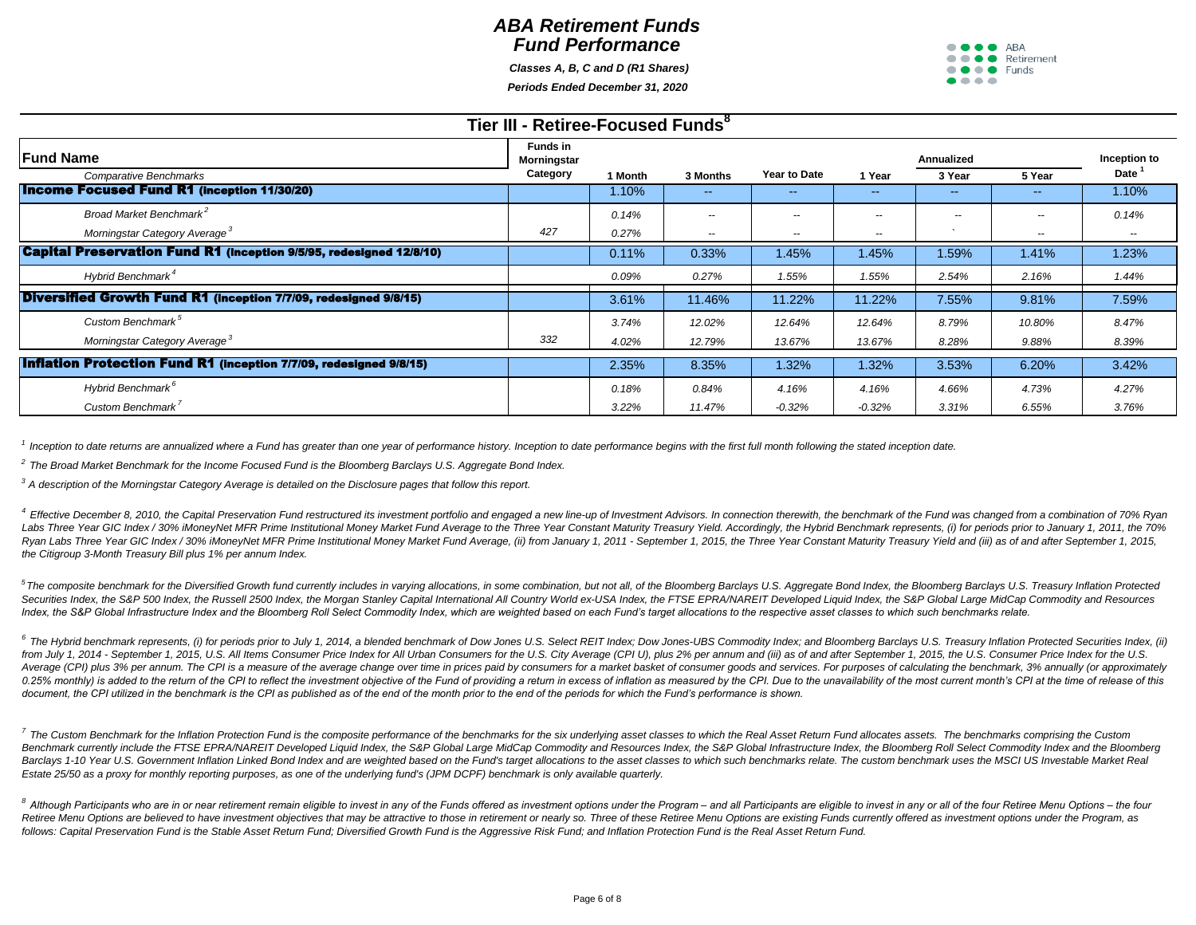# ABA Retirement Funds
# Fund Performance

*Classes A, B, C and D (R1 Shares)*

*Periods Ended December 31, 2020*

## Tier III - Retiree-Focused Funds[8]

| Fund Name / *Comparative Benchmarks* | Funds in Morningstar Category | 1 Month | 3 Months | Year to Date | 1 Year | Annualized 3 Year | Annualized 5 Year | Inception to Date[1] |
|---|---|---|---|---|---|---|---|---|
| **Income Focused Fund R1 (inception 11/30/20)** | | 1.10% | -- | -- | -- | -- | -- | 1.10% |
| *Broad Market Benchmark[2]* | | *0.14%* | -- | -- | -- | -- | -- | *0.14%* |
| *Morningstar Category Average[3]* | *427* | *0.27%* | -- | -- | -- | ` | -- | -- |
| **Capital Preservation Fund R1 (inception 9/5/95, redesigned 12/8/10)** | | 0.11% | 0.33% | 1.45% | 1.45% | 1.59% | 1.41% | 1.23% |
| *Hybrid Benchmark[4]* | | *0.09%* | *0.27%* | *1.55%* | *1.55%* | *2.54%* | *2.16%* | *1.44%* |
| **Diversified Growth Fund R1 (inception 7/7/09, redesigned 9/8/15)** | | 3.61% | 11.46% | 11.22% | 11.22% | 7.55% | 9.81% | 7.59% |
| *Custom Benchmark[5]* | | *3.74%* | *12.02%* | *12.64%* | *12.64%* | *8.79%* | *10.80%* | *8.47%* |
| *Morningstar Category Average[3]* | *332* | *4.02%* | *12.79%* | *13.67%* | *13.67%* | *8.28%* | *9.88%* | *8.39%* |
| **Inflation Protection Fund R1 (inception 7/7/09, redesigned 9/8/15)** | | 2.35% | 8.35% | 1.32% | 1.32% | 3.53% | 6.20% | 3.42% |
| *Hybrid Benchmark[6]* | | *0.18%* | *0.84%* | *4.16%* | *4.16%* | *4.66%* | *4.73%* | *4.27%* |
| *Custom Benchmark[7]* | | *3.22%* | *11.47%* | *-0.32%* | *-0.32%* | *3.31%* | *6.55%* | *3.76%* |

*[1] Inception to date returns are annualized where a Fund has greater than one year of performance history. Inception to date performance begins with the first full month following the stated inception date.*

*[2] The Broad Market Benchmark for the Income Focused Fund is the Bloomberg Barclays U.S. Aggregate Bond Index.*

*[3] A description of the Morningstar Category Average is detailed on the Disclosure pages that follow this report.*

*[4] Effective December 8, 2010, the Capital Preservation Fund restructured its investment portfolio and engaged a new line-up of Investment Advisors. In connection therewith, the benchmark of the Fund was changed from a combination of 70% Ryan Labs Three Year GIC Index / 30% iMoneyNet MFR Prime Institutional Money Market Fund Average to the Three Year Constant Maturity Treasury Yield. Accordingly, the Hybrid Benchmark represents, (i) for periods prior to January 1, 2011, the 70% Ryan Labs Three Year GIC Index / 30% iMoneyNet MFR Prime Institutional Money Market Fund Average, (ii) from January 1, 2011 - September 1, 2015, the Three Year Constant Maturity Treasury Yield and (iii) as of and after September 1, 2015, the Citigroup 3-Month Treasury Bill plus 1% per annum Index.*

*[5] The composite benchmark for the Diversified Growth fund currently includes in varying allocations, in some combination, but not all, of the Bloomberg Barclays U.S. Aggregate Bond Index, the Bloomberg Barclays U.S. Treasury Inflation Protected Securities Index, the S&P 500 Index, the Russell 2500 Index, the Morgan Stanley Capital International All Country World ex-USA Index, the FTSE EPRA/NAREIT Developed Liquid Index, the S&P Global Large MidCap Commodity and Resources Index, the S&P Global Infrastructure Index and the Bloomberg Roll Select Commodity Index, which are weighted based on each Fund's target allocations to the respective asset classes to which such benchmarks relate.*

*[6] The Hybrid benchmark represents, (i) for periods prior to July 1, 2014, a blended benchmark of Dow Jones U.S. Select REIT Index; Dow Jones-UBS Commodity Index; and Bloomberg Barclays U.S. Treasury Inflation Protected Securities Index, (ii) from July 1, 2014 - September 1, 2015, U.S. All Items Consumer Price Index for All Urban Consumers for the U.S. City Average (CPI U), plus 2% per annum and (iii) as of and after September 1, 2015, the U.S. Consumer Price Index for the U.S. Average (CPI) plus 3% per annum. The CPI is a measure of the average change over time in prices paid by consumers for a market basket of consumer goods and services. For purposes of calculating the benchmark, 3% annually (or approximately 0.25% monthly) is added to the return of the CPI to reflect the investment objective of the Fund of providing a return in excess of inflation as measured by the CPI. Due to the unavailability of the most current month's CPI at the time of release of this document, the CPI utilized in the benchmark is the CPI as published as of the end of the month prior to the end of the periods for which the Fund's performance is shown.*

*[7] The Custom Benchmark for the Inflation Protection Fund is the composite performance of the benchmarks for the six underlying asset classes to which the Real Asset Return Fund allocates assets. The benchmarks comprising the Custom Benchmark currently include the FTSE EPRA/NAREIT Developed Liquid Index, the S&P Global Large MidCap Commodity and Resources Index, the S&P Global Infrastructure Index, the Bloomberg Roll Select Commodity Index and the Bloomberg Barclays 1-10 Year U.S. Government Inflation Linked Bond Index and are weighted based on the Fund's target allocations to the asset classes to which such benchmarks relate. The custom benchmark uses the MSCI US Investable Market Real Estate 25/50 as a proxy for monthly reporting purposes, as one of the underlying fund's (JPM DCPF) benchmark is only available quarterly.*

*[8] Although Participants who are in or near retirement remain eligible to invest in any of the Funds offered as investment options under the Program – and all Participants are eligible to invest in any or all of the four Retiree Menu Options – the four Retiree Menu Options are believed to have investment objectives that may be attractive to those in retirement or nearly so. Three of these Retiree Menu Options are existing Funds currently offered as investment options under the Program, as follows: Capital Preservation Fund is the Stable Asset Return Fund; Diversified Growth Fund is the Aggressive Risk Fund; and Inflation Protection Fund is the Real Asset Return Fund.*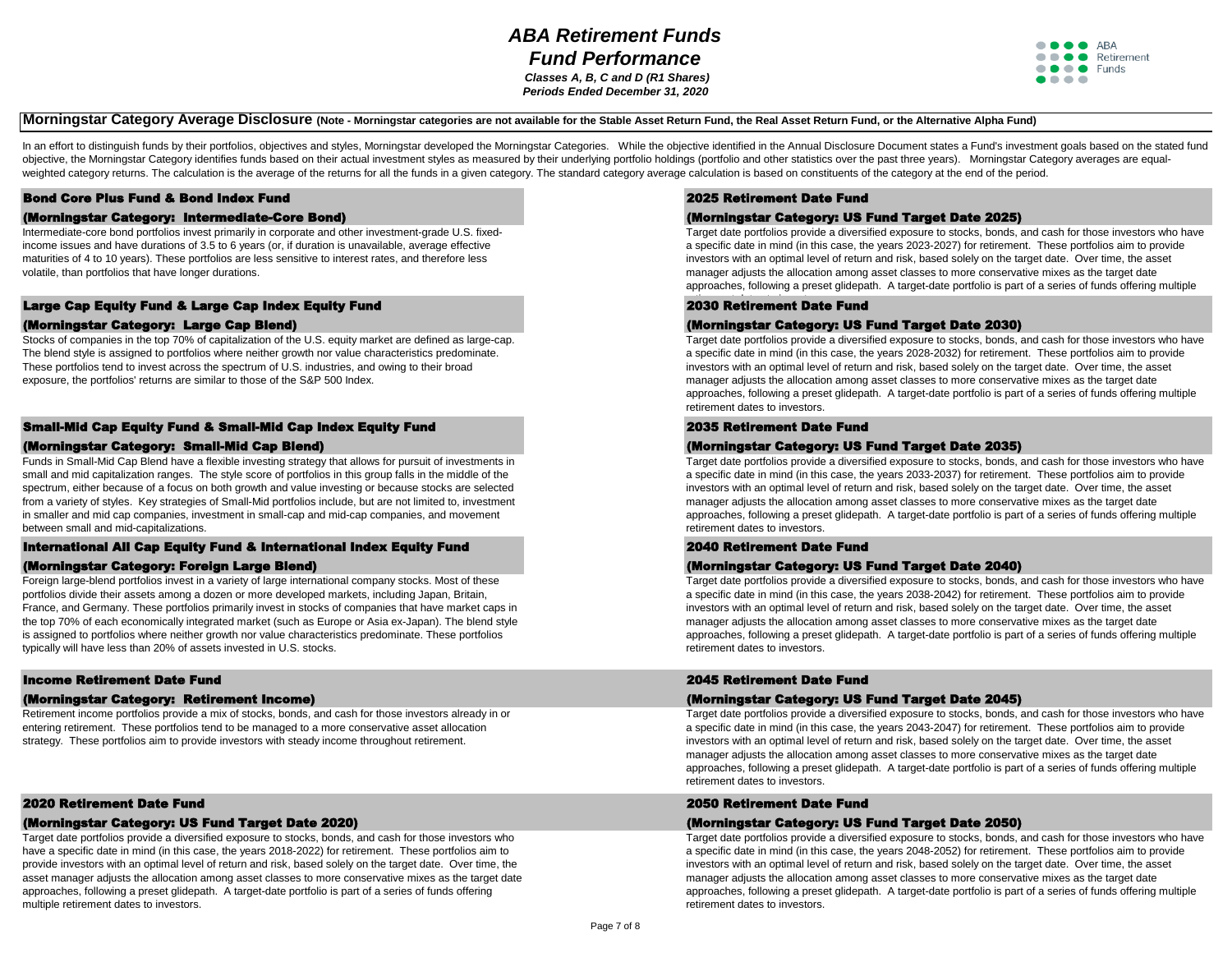# ABA Retirement Funds
## Fund Performance
*Classes A, B, C and D (R1 Shares)*
*Periods Ended December 31, 2020*

## Morningstar Category Average Disclosure (Note - Morningstar categories are not available for the Stable Asset Return Fund, the Real Asset Return Fund, or the Alternative Alpha Fund)

In an effort to distinguish funds by their portfolios, objectives and styles, Morningstar developed the Morningstar Categories. While the objective identified in the Annual Disclosure Document states a Fund's investment goals based on the stated fund objective, the Morningstar Category identifies funds based on their actual investment styles as measured by their underlying portfolio holdings (portfolio and other statistics over the past three years). Morningstar Category averages are equal-weighted category returns. The calculation is the average of the returns for all the funds in a given category. The standard category average calculation is based on constituents of the category at the end of the period.

### Bond Core Plus Fund & Bond Index Fund
#### (Morningstar Category: Intermediate-Core Bond)

Intermediate-core bond portfolios invest primarily in corporate and other investment-grade U.S. fixed-income issues and have durations of 3.5 to 6 years (or, if duration is unavailable, average effective maturities of 4 to 10 years). These portfolios are less sensitive to interest rates, and therefore less volatile, than portfolios that have longer durations.

### Large Cap Equity Fund & Large Cap Index Equity Fund
#### (Morningstar Category: Large Cap Blend)

Stocks of companies in the top 70% of capitalization of the U.S. equity market are defined as large-cap. The blend style is assigned to portfolios where neither growth nor value characteristics predominate. These portfolios tend to invest across the spectrum of U.S. industries, and owing to their broad exposure, the portfolios' returns are similar to those of the S&P 500 Index.

### Small-Mid Cap Equity Fund & Small-Mid Cap Index Equity Fund
#### (Morningstar Category: Small-Mid Cap Blend)

Funds in Small-Mid Cap Blend have a flexible investing strategy that allows for pursuit of investments in small and mid capitalization ranges. The style score of portfolios in this group falls in the middle of the spectrum, either because of a focus on both growth and value investing or because stocks are selected from a variety of styles. Key strategies of Small-Mid portfolios include, but are not limited to, investment in smaller and mid cap companies, investment in small-cap and mid-cap companies, and movement between small and mid-capitalizations.

### International All Cap Equity Fund & International Index Equity Fund
#### (Morningstar Category: Foreign Large Blend)

Foreign large-blend portfolios invest in a variety of large international company stocks. Most of these portfolios divide their assets among a dozen or more developed markets, including Japan, Britain, France, and Germany. These portfolios primarily invest in stocks of companies that have market caps in the top 70% of each economically integrated market (such as Europe or Asia ex-Japan). The blend style is assigned to portfolios where neither growth nor value characteristics predominate. These portfolios typically will have less than 20% of assets invested in U.S. stocks.

### Income Retirement Date Fund
#### (Morningstar Category: Retirement Income)

Retirement income portfolios provide a mix of stocks, bonds, and cash for those investors already in or entering retirement. These portfolios tend to be managed to a more conservative asset allocation strategy. These portfolios aim to provide investors with steady income throughout retirement.

### 2020 Retirement Date Fund
#### (Morningstar Category: US Fund Target Date 2020)

Target date portfolios provide a diversified exposure to stocks, bonds, and cash for those investors who have a specific date in mind (in this case, the years 2018-2022) for retirement. These portfolios aim to provide investors with an optimal level of return and risk, based solely on the target date. Over time, the asset manager adjusts the allocation among asset classes to more conservative mixes as the target date approaches, following a preset glidepath. A target-date portfolio is part of a series of funds offering multiple retirement dates to investors.

### 2025 Retirement Date Fund
#### (Morningstar Category: US Fund Target Date 2025)

Target date portfolios provide a diversified exposure to stocks, bonds, and cash for those investors who have a specific date in mind (in this case, the years 2023-2027) for retirement. These portfolios aim to provide investors with an optimal level of return and risk, based solely on the target date. Over time, the asset manager adjusts the allocation among asset classes to more conservative mixes as the target date approaches, following a preset glidepath. A target-date portfolio is part of a series of funds offering multiple retirement dates to investors.

### 2030 Retirement Date Fund
#### (Morningstar Category: US Fund Target Date 2030)

Target date portfolios provide a diversified exposure to stocks, bonds, and cash for those investors who have a specific date in mind (in this case, the years 2028-2032) for retirement. These portfolios aim to provide investors with an optimal level of return and risk, based solely on the target date. Over time, the asset manager adjusts the allocation among asset classes to more conservative mixes as the target date approaches, following a preset glidepath. A target-date portfolio is part of a series of funds offering multiple retirement dates to investors.

### 2035 Retirement Date Fund
#### (Morningstar Category: US Fund Target Date 2035)

Target date portfolios provide a diversified exposure to stocks, bonds, and cash for those investors who have a specific date in mind (in this case, the years 2033-2037) for retirement. These portfolios aim to provide investors with an optimal level of return and risk, based solely on the target date. Over time, the asset manager adjusts the allocation among asset classes to more conservative mixes as the target date approaches, following a preset glidepath. A target-date portfolio is part of a series of funds offering multiple retirement dates to investors.

### 2040 Retirement Date Fund
#### (Morningstar Category: US Fund Target Date 2040)

Target date portfolios provide a diversified exposure to stocks, bonds, and cash for those investors who have a specific date in mind (in this case, the years 2038-2042) for retirement. These portfolios aim to provide investors with an optimal level of return and risk, based solely on the target date. Over time, the asset manager adjusts the allocation among asset classes to more conservative mixes as the target date approaches, following a preset glidepath. A target-date portfolio is part of a series of funds offering multiple retirement dates to investors.

### 2045 Retirement Date Fund
#### (Morningstar Category: US Fund Target Date 2045)

Target date portfolios provide a diversified exposure to stocks, bonds, and cash for those investors who have a specific date in mind (in this case, the years 2043-2047) for retirement. These portfolios aim to provide investors with an optimal level of return and risk, based solely on the target date. Over time, the asset manager adjusts the allocation among asset classes to more conservative mixes as the target date approaches, following a preset glidepath. A target-date portfolio is part of a series of funds offering multiple retirement dates to investors.

### 2050 Retirement Date Fund
#### (Morningstar Category: US Fund Target Date 2050)

Target date portfolios provide a diversified exposure to stocks, bonds, and cash for those investors who have a specific date in mind (in this case, the years 2048-2052) for retirement. These portfolios aim to provide investors with an optimal level of return and risk, based solely on the target date. Over time, the asset manager adjusts the allocation among asset classes to more conservative mixes as the target date approaches, following a preset glidepath. A target-date portfolio is part of a series of funds offering multiple retirement dates to investors.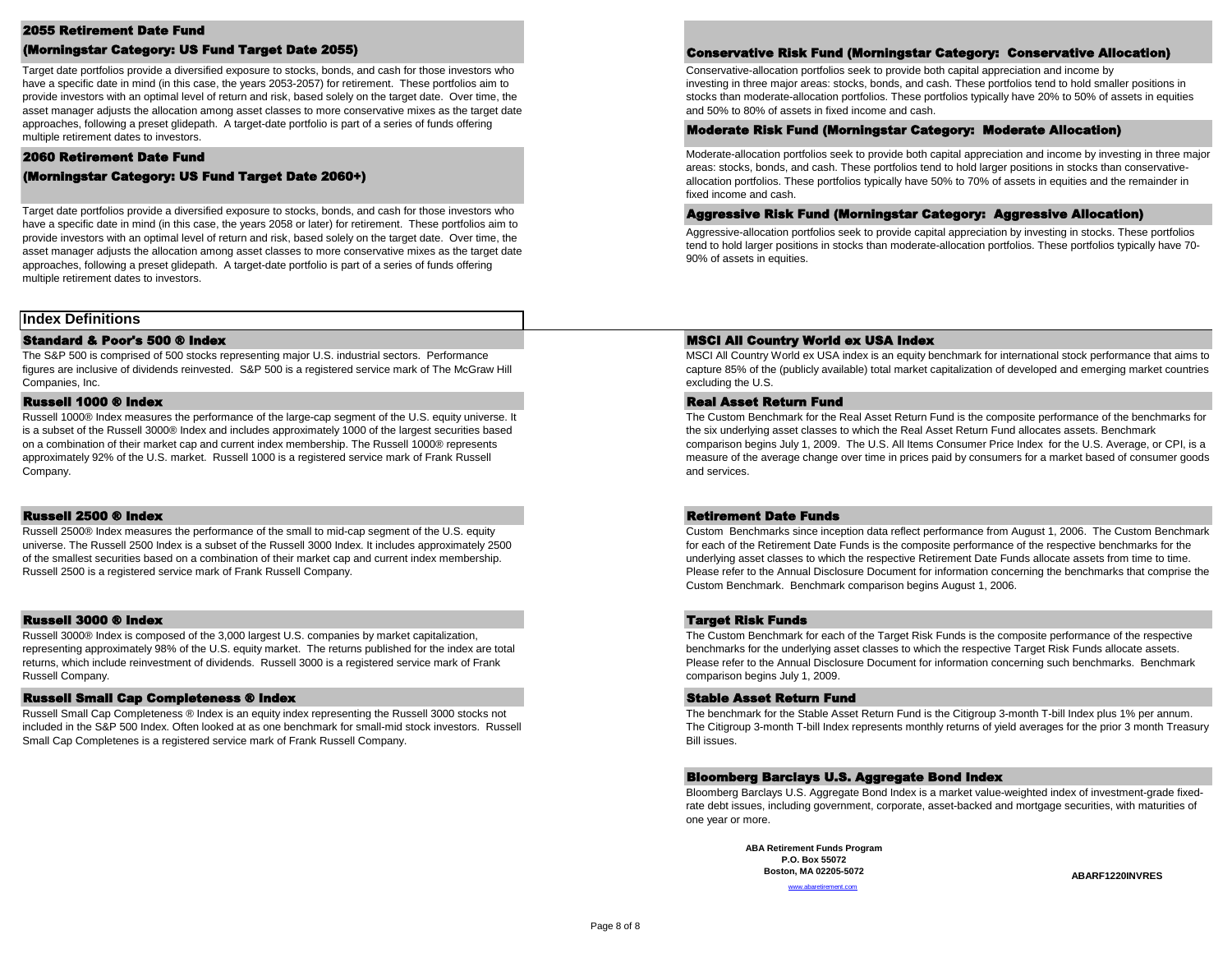## 2055 Retirement Date Fund

## (Morningstar Category: US Fund Target Date 2055)

Target date portfolios provide a diversified exposure to stocks, bonds, and cash for those investors who have a specific date in mind (in this case, the years 2053-2057) for retirement. These portfolios aim to provide investors with an optimal level of return and risk, based solely on the target date. Over time, the asset manager adjusts the allocation among asset classes to more conservative mixes as the target date approaches, following a preset glidepath. A target-date portfolio is part of a series of funds offering multiple retirement dates to investors.

## 2060 Retirement Date Fund

## (Morningstar Category: US Fund Target Date 2060+)

Target date portfolios provide a diversified exposure to stocks, bonds, and cash for those investors who have a specific date in mind (in this case, the years 2058 or later) for retirement. These portfolios aim to provide investors with an optimal level of return and risk, based solely on the target date. Over time, the asset manager adjusts the allocation among asset classes to more conservative mixes as the target date approaches, following a preset glidepath. A target-date portfolio is part of a series of funds offering multiple retirement dates to investors.

## Conservative Risk Fund (Morningstar Category: Conservative Allocation)

Conservative-allocation portfolios seek to provide both capital appreciation and income by investing in three major areas: stocks, bonds, and cash. These portfolios tend to hold smaller positions in stocks than moderate-allocation portfolios. These portfolios typically have 20% to 50% of assets in equities and 50% to 80% of assets in fixed income and cash.

## Moderate Risk Fund (Morningstar Category: Moderate Allocation)

Moderate-allocation portfolios seek to provide both capital appreciation and income by investing in three major areas: stocks, bonds, and cash. These portfolios tend to hold larger positions in stocks than conservative-allocation portfolios. These portfolios typically have 50% to 70% of assets in equities and the remainder in fixed income and cash.

## Aggressive Risk Fund (Morningstar Category: Aggressive Allocation)

Aggressive-allocation portfolios seek to provide capital appreciation by investing in stocks. These portfolios tend to hold larger positions in stocks than moderate-allocation portfolios. These portfolios typically have 70-90% of assets in equities.

# Index Definitions

### Standard & Poor's 500 ® Index

The S&P 500 is comprised of 500 stocks representing major U.S. industrial sectors. Performance figures are inclusive of dividends reinvested. S&P 500 is a registered service mark of The McGraw Hill Companies, Inc.

### Russell 1000 ® Index

Russell 1000® Index measures the performance of the large-cap segment of the U.S. equity universe. It is a subset of the Russell 3000® Index and includes approximately 1000 of the largest securities based on a combination of their market cap and current index membership. The Russell 1000® represents approximately 92% of the U.S. market. Russell 1000 is a registered service mark of Frank Russell Company.

### Russell 2500 ® Index

Russell 2500® Index measures the performance of the small to mid-cap segment of the U.S. equity universe. The Russell 2500 Index is a subset of the Russell 3000 Index. It includes approximately 2500 of the smallest securities based on a combination of their market cap and current index membership. Russell 2500 is a registered service mark of Frank Russell Company.

### Russell 3000 ® Index

Russell 3000® Index is composed of the 3,000 largest U.S. companies by market capitalization, representing approximately 98% of the U.S. equity market. The returns published for the index are total returns, which include reinvestment of dividends. Russell 3000 is a registered service mark of Frank Russell Company.

### Russell Small Cap Completeness ® Index

Russell Small Cap Completeness ® Index is an equity index representing the Russell 3000 stocks not included in the S&P 500 Index. Often looked at as one benchmark for small-mid stock investors. Russell Small Cap Completenes is a registered service mark of Frank Russell Company.

### MSCI All Country World ex USA Index

MSCI All Country World ex USA index is an equity benchmark for international stock performance that aims to capture 85% of the (publicly available) total market capitalization of developed and emerging market countries excluding the U.S.

### Real Asset Return Fund

The Custom Benchmark for the Real Asset Return Fund is the composite performance of the benchmarks for the six underlying asset classes to which the Real Asset Return Fund allocates assets. Benchmark comparison begins July 1, 2009. The U.S. All Items Consumer Price Index for the U.S. Average, or CPI, is a measure of the average change over time in prices paid by consumers for a market based of consumer goods and services.

### Retirement Date Funds

Custom Benchmarks since inception data reflect performance from August 1, 2006. The Custom Benchmark for each of the Retirement Date Funds is the composite performance of the respective benchmarks for the underlying asset classes to which the respective Retirement Date Funds allocate assets from time to time. Please refer to the Annual Disclosure Document for information concerning the benchmarks that comprise the Custom Benchmark. Benchmark comparison begins August 1, 2006.

### Target Risk Funds

The Custom Benchmark for each of the Target Risk Funds is the composite performance of the respective benchmarks for the underlying asset classes to which the respective Target Risk Funds allocate assets. Please refer to the Annual Disclosure Document for information concerning such benchmarks. Benchmark comparison begins July 1, 2009.

### Stable Asset Return Fund

The benchmark for the Stable Asset Return Fund is the Citigroup 3-month T-bill Index plus 1% per annum. The Citigroup 3-month T-bill Index represents monthly returns of yield averages for the prior 3 month Treasury Bill issues.

### Bloomberg Barclays U.S. Aggregate Bond Index

Bloomberg Barclays U.S. Aggregate Bond Index is a market value-weighted index of investment-grade fixed-rate debt issues, including government, corporate, asset-backed and mortgage securities, with maturities of one year or more.

**ABA Retirement Funds Program**
**P.O. Box 55072**
**Boston, MA 02205-5072**
www.abaretirement.com

**ABARF1220INVRES**